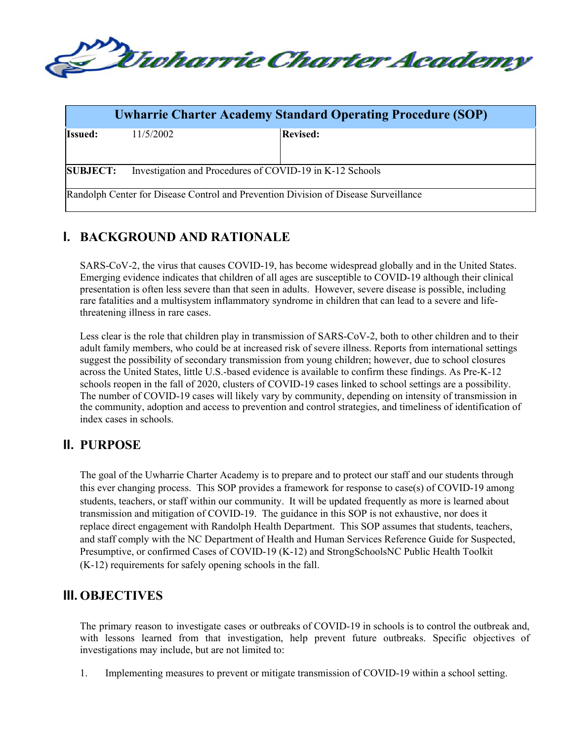# Uwharrie Charter Academy

| Uwharrie Charter Academy Standard Operating Procedure (SOP) | | |
|---|---|---|
| **Issued:** | 11/5/2002 | **Revised:** |
| **SUBJECT:** | Investigation and Procedures of COVID-19 in K-12 Schools | |
| Randolph Center for Disease Control and Prevention Division of Disease Surveillance | | |

## I. BACKGROUND AND RATIONALE

SARS-CoV-2, the virus that causes COVID-19, has become widespread globally and in the United States. Emerging evidence indicates that children of all ages are susceptible to COVID-19 although their clinical presentation is often less severe than that seen in adults. However, severe disease is possible, including rare fatalities and a multisystem inflammatory syndrome in children that can lead to a severe and life-threatening illness in rare cases.

Less clear is the role that children play in transmission of SARS-CoV-2, both to other children and to their adult family members, who could be at increased risk of severe illness. Reports from international settings suggest the possibility of secondary transmission from young children; however, due to school closures across the United States, little U.S.-based evidence is available to confirm these findings. As Pre-K-12 schools reopen in the fall of 2020, clusters of COVID-19 cases linked to school settings are a possibility. The number of COVID-19 cases will likely vary by community, depending on intensity of transmission in the community, adoption and access to prevention and control strategies, and timeliness of identification of index cases in schools.

## II. PURPOSE

The goal of the Uwharrie Charter Academy is to prepare and to protect our staff and our students through this ever changing process. This SOP provides a framework for response to case(s) of COVID-19 among students, teachers, or staff within our community. It will be updated frequently as more is learned about transmission and mitigation of COVID-19. The guidance in this SOP is not exhaustive, nor does it replace direct engagement with Randolph Health Department. This SOP assumes that students, teachers, and staff comply with the NC Department of Health and Human Services Reference Guide for Suspected, Presumptive, or confirmed Cases of COVID-19 (K-12) and StrongSchoolsNC Public Health Toolkit (K-12) requirements for safely opening schools in the fall.

## III. OBJECTIVES

The primary reason to investigate cases or outbreaks of COVID-19 in schools is to control the outbreak and, with lessons learned from that investigation, help prevent future outbreaks. Specific objectives of investigations may include, but are not limited to:

1. Implementing measures to prevent or mitigate transmission of COVID-19 within a school setting.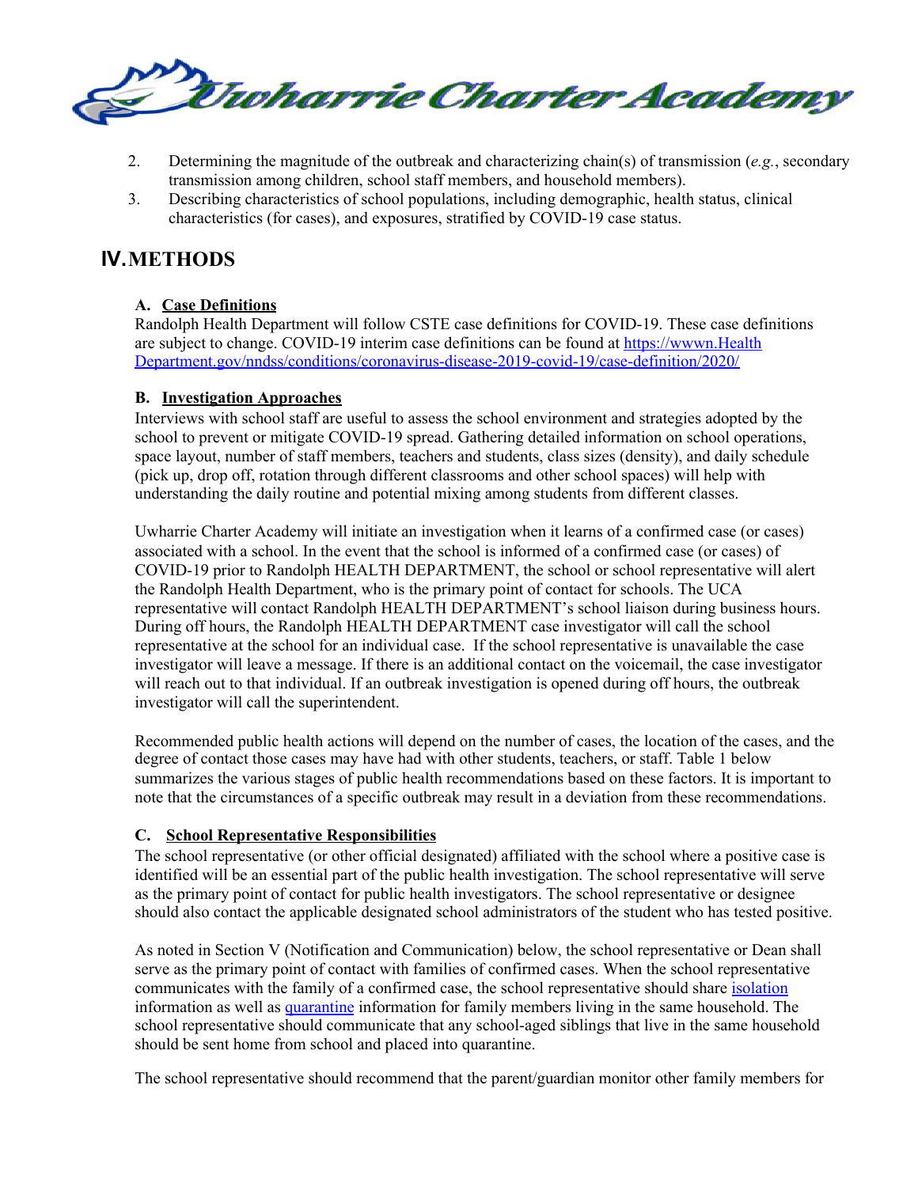2. Determining the magnitude of the outbreak and characterizing chain(s) of transmission (*e.g.*, secondary transmission among children, school staff members, and household members).
3. Describing characteristics of school populations, including demographic, health status, clinical characteristics (for cases), and exposures, stratified by COVID-19 case status.

# IV. METHODS

### A. Case Definitions

Randolph Health Department will follow CSTE case definitions for COVID-19. These case definitions are subject to change. COVID-19 interim case definitions can be found at [https://wwwn.Health Department.gov/nndss/conditions/coronavirus-disease-2019-covid-19/case-definition/2020/](https://wwwn.Health Department.gov/nndss/conditions/coronavirus-disease-2019-covid-19/case-definition/2020/)

### B. Investigation Approaches

Interviews with school staff are useful to assess the school environment and strategies adopted by the school to prevent or mitigate COVID-19 spread. Gathering detailed information on school operations, space layout, number of staff members, teachers and students, class sizes (density), and daily schedule (pick up, drop off, rotation through different classrooms and other school spaces) will help with understanding the daily routine and potential mixing among students from different classes.

Uwharrie Charter Academy will initiate an investigation when it learns of a confirmed case (or cases) associated with a school. In the event that the school is informed of a confirmed case (or cases) of COVID-19 prior to Randolph HEALTH DEPARTMENT, the school or school representative will alert the Randolph Health Department, who is the primary point of contact for schools. The UCA representative will contact Randolph HEALTH DEPARTMENT's school liaison during business hours. During off hours, the Randolph HEALTH DEPARTMENT case investigator will call the school representative at the school for an individual case. If the school representative is unavailable the case investigator will leave a message. If there is an additional contact on the voicemail, the case investigator will reach out to that individual. If an outbreak investigation is opened during off hours, the outbreak investigator will call the superintendent.

Recommended public health actions will depend on the number of cases, the location of the cases, and the degree of contact those cases may have had with other students, teachers, or staff. Table 1 below summarizes the various stages of public health recommendations based on these factors. It is important to note that the circumstances of a specific outbreak may result in a deviation from these recommendations.

### C. School Representative Responsibilities

The school representative (or other official designated) affiliated with the school where a positive case is identified will be an essential part of the public health investigation. The school representative will serve as the primary point of contact for public health investigators. The school representative or designee should also contact the applicable designated school administrators of the student who has tested positive.

As noted in Section V (Notification and Communication) below, the school representative or Dean shall serve as the primary point of contact with families of confirmed cases. When the school representative communicates with the family of a confirmed case, the school representative should share isolation information as well as quarantine information for family members living in the same household. The school representative should communicate that any school-aged siblings that live in the same household should be sent home from school and placed into quarantine.

The school representative should recommend that the parent/guardian monitor other family members for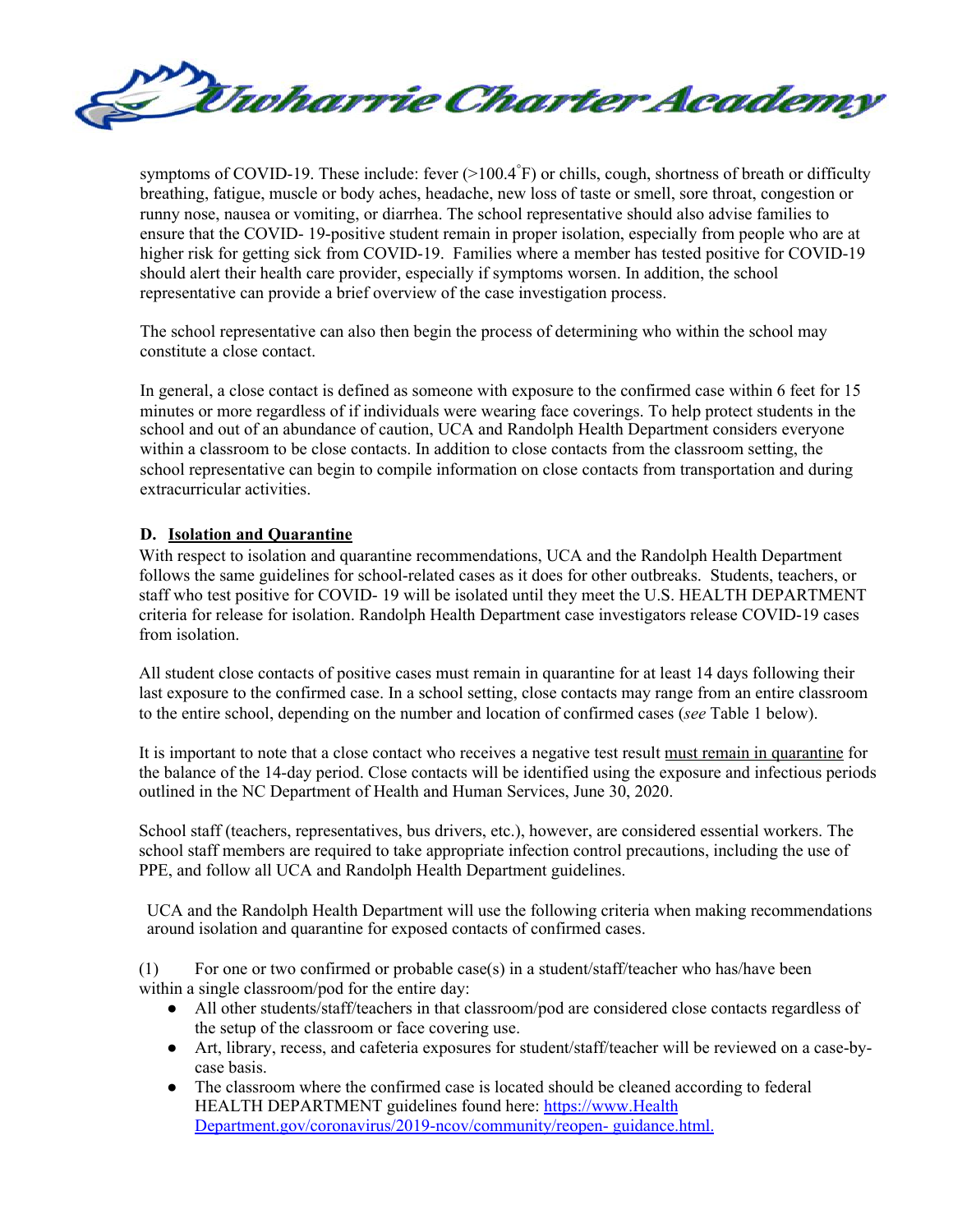symptoms of COVID-19. These include: fever (>100.4°F) or chills, cough, shortness of breath or difficulty breathing, fatigue, muscle or body aches, headache, new loss of taste or smell, sore throat, congestion or runny nose, nausea or vomiting, or diarrhea. The school representative should also advise families to ensure that the COVID- 19-positive student remain in proper isolation, especially from people who are at higher risk for getting sick from COVID-19. Families where a member has tested positive for COVID-19 should alert their health care provider, especially if symptoms worsen. In addition, the school representative can provide a brief overview of the case investigation process.

The school representative can also then begin the process of determining who within the school may constitute a close contact.

In general, a close contact is defined as someone with exposure to the confirmed case within 6 feet for 15 minutes or more regardless of if individuals were wearing face coverings. To help protect students in the school and out of an abundance of caution, UCA and Randolph Health Department considers everyone within a classroom to be close contacts. In addition to close contacts from the classroom setting, the school representative can begin to compile information on close contacts from transportation and during extracurricular activities.

### D. Isolation and Quarantine

With respect to isolation and quarantine recommendations, UCA and the Randolph Health Department follows the same guidelines for school-related cases as it does for other outbreaks. Students, teachers, or staff who test positive for COVID- 19 will be isolated until they meet the U.S. HEALTH DEPARTMENT criteria for release for isolation. Randolph Health Department case investigators release COVID-19 cases from isolation.

All student close contacts of positive cases must remain in quarantine for at least 14 days following their last exposure to the confirmed case. In a school setting, close contacts may range from an entire classroom to the entire school, depending on the number and location of confirmed cases (*see* Table 1 below).

It is important to note that a close contact who receives a negative test result must remain in quarantine for the balance of the 14-day period. Close contacts will be identified using the exposure and infectious periods outlined in the NC Department of Health and Human Services, June 30, 2020.

School staff (teachers, representatives, bus drivers, etc.), however, are considered essential workers. The school staff members are required to take appropriate infection control precautions, including the use of PPE, and follow all UCA and Randolph Health Department guidelines.

UCA and the Randolph Health Department will use the following criteria when making recommendations around isolation and quarantine for exposed contacts of confirmed cases.

(1) For one or two confirmed or probable case(s) in a student/staff/teacher who has/have been within a single classroom/pod for the entire day:

- All other students/staff/teachers in that classroom/pod are considered close contacts regardless of the setup of the classroom or face covering use.
- Art, library, recess, and cafeteria exposures for student/staff/teacher will be reviewed on a case-by-case basis.
- The classroom where the confirmed case is located should be cleaned according to federal HEALTH DEPARTMENT guidelines found here: [https://www.Health Department.gov/coronavirus/2019-ncov/community/reopen- guidance.html.](https://www.Health Department.gov/coronavirus/2019-ncov/community/reopen-guidance.html)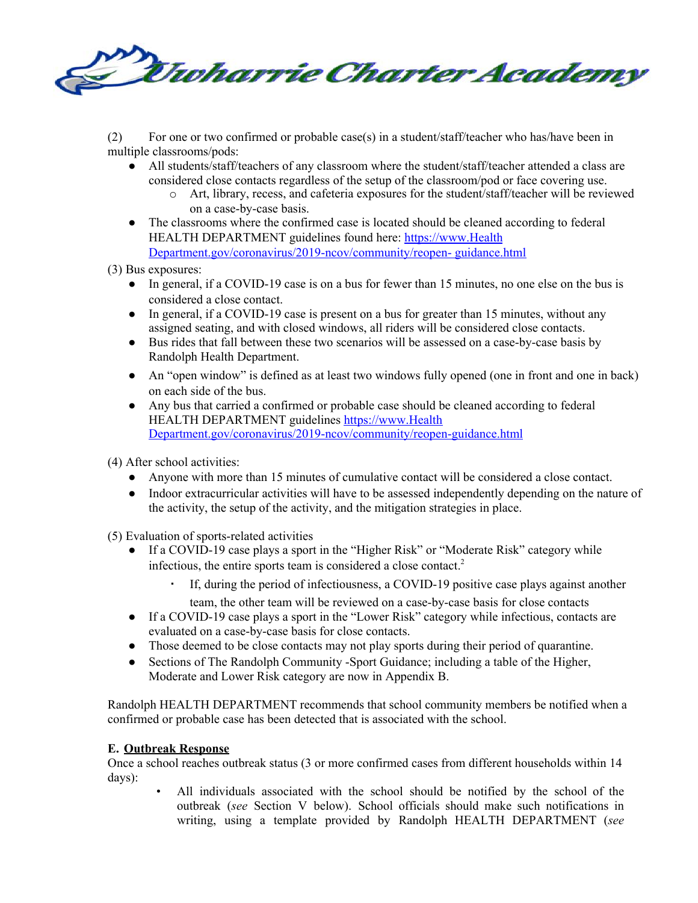(2) For one or two confirmed or probable case(s) in a student/staff/teacher who has/have been in multiple classrooms/pods:

- All students/staff/teachers of any classroom where the student/staff/teacher attended a class are considered close contacts regardless of the setup of the classroom/pod or face covering use.
  - Art, library, recess, and cafeteria exposures for the student/staff/teacher will be reviewed on a case-by-case basis.
- The classrooms where the confirmed case is located should be cleaned according to federal HEALTH DEPARTMENT guidelines found here: [https://www.Health Department.gov/coronavirus/2019-ncov/community/reopen- guidance.html](https://www.Health Department.gov/coronavirus/2019-ncov/community/reopen-guidance.html)

(3) Bus exposures:

- In general, if a COVID-19 case is on a bus for fewer than 15 minutes, no one else on the bus is considered a close contact.
- In general, if a COVID-19 case is present on a bus for greater than 15 minutes, without any assigned seating, and with closed windows, all riders will be considered close contacts.
- Bus rides that fall between these two scenarios will be assessed on a case-by-case basis by Randolph Health Department.
- An "open window" is defined as at least two windows fully opened (one in front and one in back) on each side of the bus.
- Any bus that carried a confirmed or probable case should be cleaned according to federal HEALTH DEPARTMENT guidelines [https://www.Health Department.gov/coronavirus/2019-ncov/community/reopen-guidance.html](https://www.Health Department.gov/coronavirus/2019-ncov/community/reopen-guidance.html)

(4) After school activities:

- Anyone with more than 15 minutes of cumulative contact will be considered a close contact.
- Indoor extracurricular activities will have to be assessed independently depending on the nature of the activity, the setup of the activity, and the mitigation strategies in place.

(5) Evaluation of sports-related activities

- If a COVID-19 case plays a sport in the "Higher Risk" or "Moderate Risk" category while infectious, the entire sports team is considered a close contact.[2]
  - If, during the period of infectiousness, a COVID-19 positive case plays against another team, the other team will be reviewed on a case-by-case basis for close contacts
- If a COVID-19 case plays a sport in the "Lower Risk" category while infectious, contacts are evaluated on a case-by-case basis for close contacts.
- Those deemed to be close contacts may not play sports during their period of quarantine.
- Sections of The Randolph Community -Sport Guidance; including a table of the Higher, Moderate and Lower Risk category are now in Appendix B.

Randolph HEALTH DEPARTMENT recommends that school community members be notified when a confirmed or probable case has been detected that is associated with the school.

**E. <u>Outbreak Response</u>**

Once a school reaches outbreak status (3 or more confirmed cases from different households within 14 days):

- All individuals associated with the school should be notified by the school of the outbreak (*see* Section V below). School officials should make such notifications in writing, using a template provided by Randolph HEALTH DEPARTMENT (*see*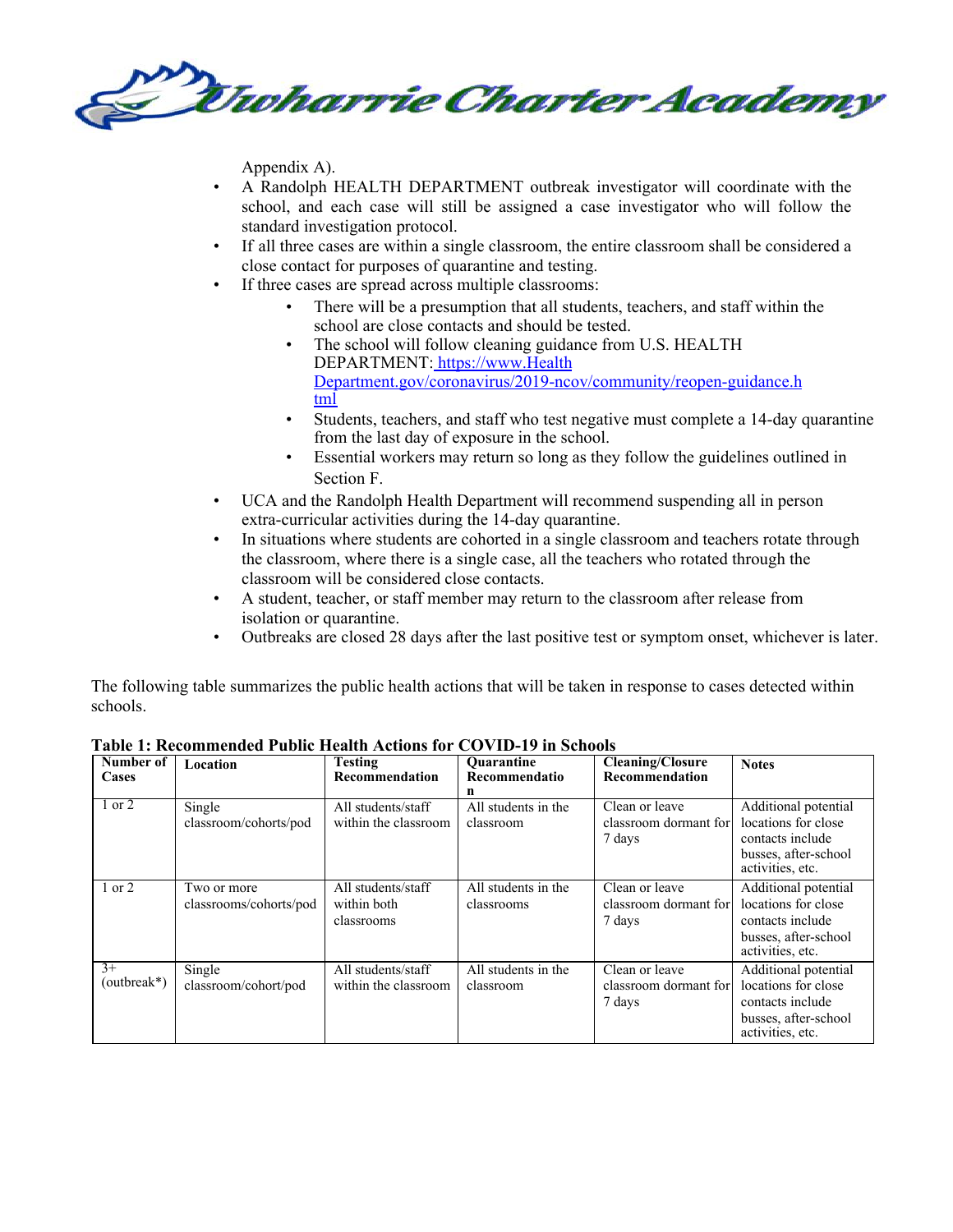Appendix A).

- A Randolph HEALTH DEPARTMENT outbreak investigator will coordinate with the school, and each case will still be assigned a case investigator who will follow the standard investigation protocol.
- If all three cases are within a single classroom, the entire classroom shall be considered a close contact for purposes of quarantine and testing.
- If three cases are spread across multiple classrooms:
    - There will be a presumption that all students, teachers, and staff within the school are close contacts and should be tested.
    - The school will follow cleaning guidance from U.S. HEALTH DEPARTMENT: [https://www.Health Department.gov/coronavirus/2019-ncov/community/reopen-guidance.html](https://www.HealthDepartment.gov/coronavirus/2019-ncov/community/reopen-guidance.html)
    - Students, teachers, and staff who test negative must complete a 14-day quarantine from the last day of exposure in the school.
    - Essential workers may return so long as they follow the guidelines outlined in Section F.
- UCA and the Randolph Health Department will recommend suspending all in person extra-curricular activities during the 14-day quarantine.
- In situations where students are cohorted in a single classroom and teachers rotate through the classroom, where there is a single case, all the teachers who rotated through the classroom will be considered close contacts.
- A student, teacher, or staff member may return to the classroom after release from isolation or quarantine.
- Outbreaks are closed 28 days after the last positive test or symptom onset, whichever is later.

The following table summarizes the public health actions that will be taken in response to cases detected within schools.

**Table 1: Recommended Public Health Actions for COVID-19 in Schools**

| Number of Cases | Location | Testing Recommendation | Quarantine Recommendation | Cleaning/Closure Recommendation | Notes |
|---|---|---|---|---|---|
| 1 or 2 | Single classroom/cohorts/pod | All students/staff within the classroom | All students in the classroom | Clean or leave classroom dormant for 7 days | Additional potential locations for close contacts include busses, after-school activities, etc. |
| 1 or 2 | Two or more classrooms/cohorts/pod | All students/staff within both classrooms | All students in the classrooms | Clean or leave classroom dormant for 7 days | Additional potential locations for close contacts include busses, after-school activities, etc. |
| 3+ (outbreak*) | Single classroom/cohort/pod | All students/staff within the classroom | All students in the classroom | Clean or leave classroom dormant for 7 days | Additional potential locations for close contacts include busses, after-school activities, etc. |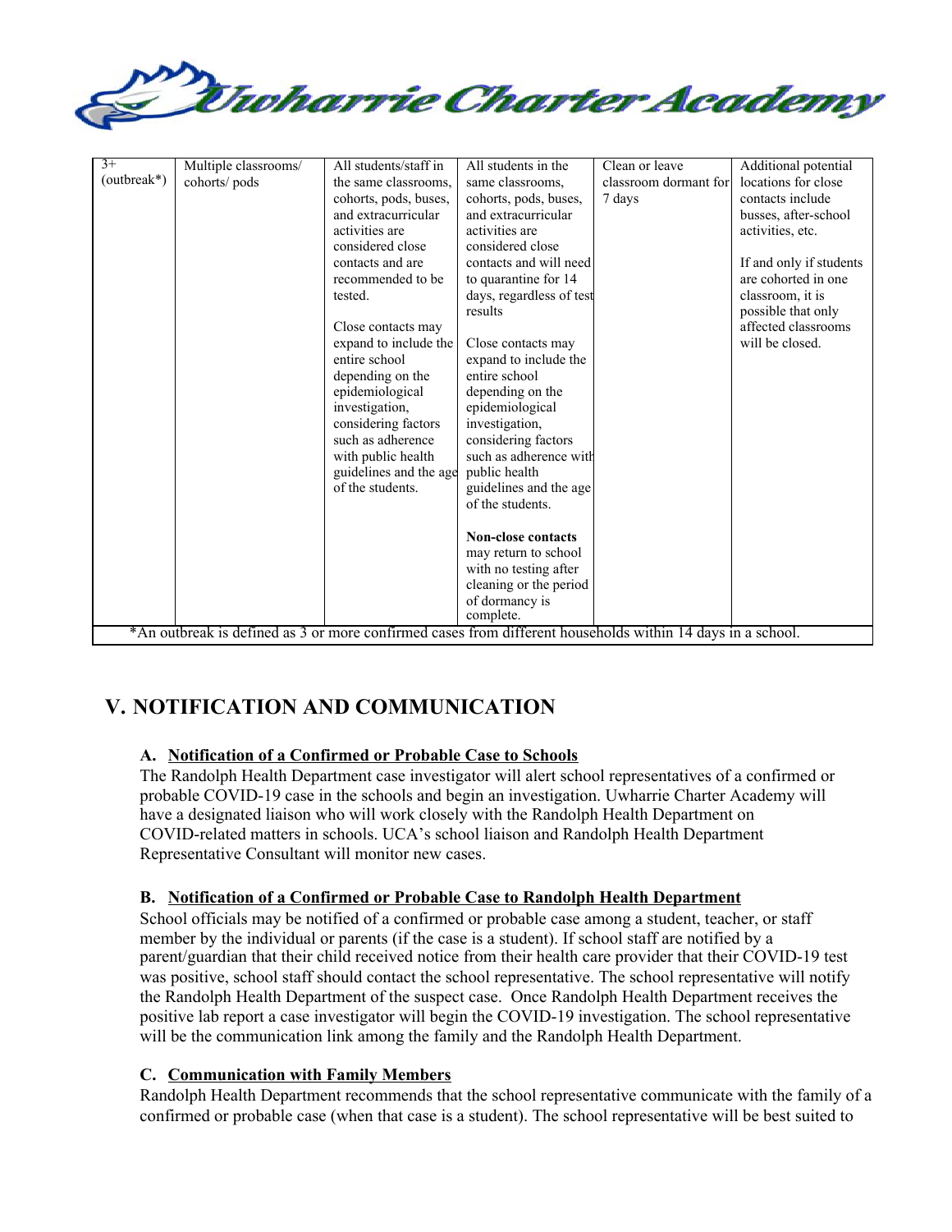| 3+ (outbreak*) | Multiple classrooms/ cohorts/ pods | All students/staff in the same classrooms, cohorts, pods, buses, and extracurricular activities are considered close contacts and are recommended to be tested.<br><br>Close contacts may expand to include the entire school depending on the epidemiological investigation, considering factors such as adherence with public health guidelines and the age of the students. | All students in the same classrooms, cohorts, pods, buses, and extracurricular activities are considered close contacts and will need to quarantine for 14 days, regardless of test results<br><br>Close contacts may expand to include the entire school depending on the epidemiological investigation, considering factors such as adherence with public health guidelines and the age of the students.<br><br>**Non-close contacts** may return to school with no testing after cleaning or the period of dormancy is complete. | Clean or leave classroom dormant for 7 days | Additional potential locations for close contacts include busses, after-school activities, etc.<br><br>If and only if students are cohorted in one classroom, it is possible that only affected classrooms will be closed. |
|---|---|---|---|---|---|
| *An outbreak is defined as 3 or more confirmed cases from different households within 14 days in a school. | | | | | |

# V. NOTIFICATION AND COMMUNICATION

### A. Notification of a Confirmed or Probable Case to Schools

The Randolph Health Department case investigator will alert school representatives of a confirmed or probable COVID-19 case in the schools and begin an investigation. Uwharrie Charter Academy will have a designated liaison who will work closely with the Randolph Health Department on COVID-related matters in schools. UCA's school liaison and Randolph Health Department Representative Consultant will monitor new cases.

### B. Notification of a Confirmed or Probable Case to Randolph Health Department

School officials may be notified of a confirmed or probable case among a student, teacher, or staff member by the individual or parents (if the case is a student). If school staff are notified by a parent/guardian that their child received notice from their health care provider that their COVID-19 test was positive, school staff should contact the school representative. The school representative will notify the Randolph Health Department of the suspect case. Once Randolph Health Department receives the positive lab report a case investigator will begin the COVID-19 investigation. The school representative will be the communication link among the family and the Randolph Health Department.

### C. Communication with Family Members

Randolph Health Department recommends that the school representative communicate with the family of a confirmed or probable case (when that case is a student). The school representative will be best suited to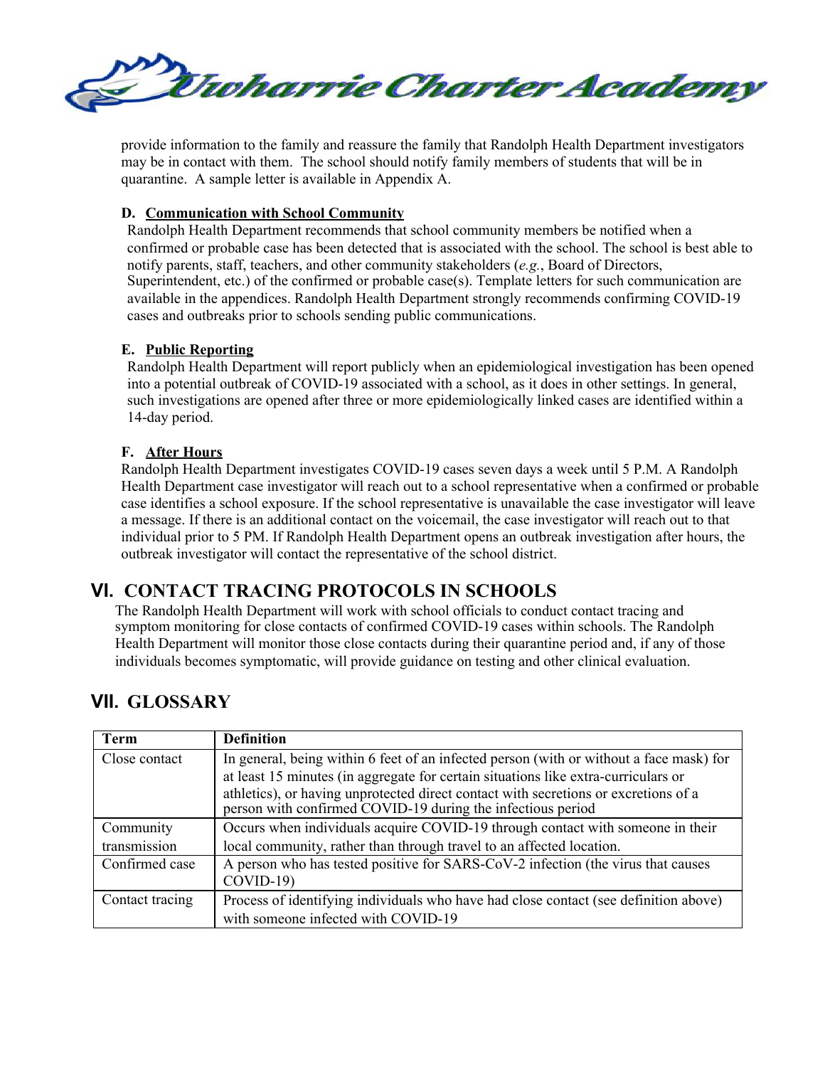provide information to the family and reassure the family that Randolph Health Department investigators may be in contact with them. The school should notify family members of students that will be in quarantine. A sample letter is available in Appendix A.

### D. Communication with School Community

Randolph Health Department recommends that school community members be notified when a confirmed or probable case has been detected that is associated with the school. The school is best able to notify parents, staff, teachers, and other community stakeholders (*e.g.*, Board of Directors, Superintendent, etc.) of the confirmed or probable case(s). Template letters for such communication are available in the appendices. Randolph Health Department strongly recommends confirming COVID-19 cases and outbreaks prior to schools sending public communications.

### E. Public Reporting

Randolph Health Department will report publicly when an epidemiological investigation has been opened into a potential outbreak of COVID-19 associated with a school, as it does in other settings. In general, such investigations are opened after three or more epidemiologically linked cases are identified within a 14-day period.

### F. After Hours

Randolph Health Department investigates COVID-19 cases seven days a week until 5 P.M. A Randolph Health Department case investigator will reach out to a school representative when a confirmed or probable case identifies a school exposure. If the school representative is unavailable the case investigator will leave a message. If there is an additional contact on the voicemail, the case investigator will reach out to that individual prior to 5 PM. If Randolph Health Department opens an outbreak investigation after hours, the outbreak investigator will contact the representative of the school district.

## VI. CONTACT TRACING PROTOCOLS IN SCHOOLS

The Randolph Health Department will work with school officials to conduct contact tracing and symptom monitoring for close contacts of confirmed COVID-19 cases within schools. The Randolph Health Department will monitor those close contacts during their quarantine period and, if any of those individuals becomes symptomatic, will provide guidance on testing and other clinical evaluation.

## VII. GLOSSARY

| Term | Definition |
|---|---|
| Close contact | In general, being within 6 feet of an infected person (with or without a face mask) for at least 15 minutes (in aggregate for certain situations like extra-curriculars or athletics), or having unprotected direct contact with secretions or excretions of a person with confirmed COVID-19 during the infectious period |
| Community transmission | Occurs when individuals acquire COVID-19 through contact with someone in their local community, rather than through travel to an affected location. |
| Confirmed case | A person who has tested positive for SARS-CoV-2 infection (the virus that causes COVID-19) |
| Contact tracing | Process of identifying individuals who have had close contact (see definition above) with someone infected with COVID-19 |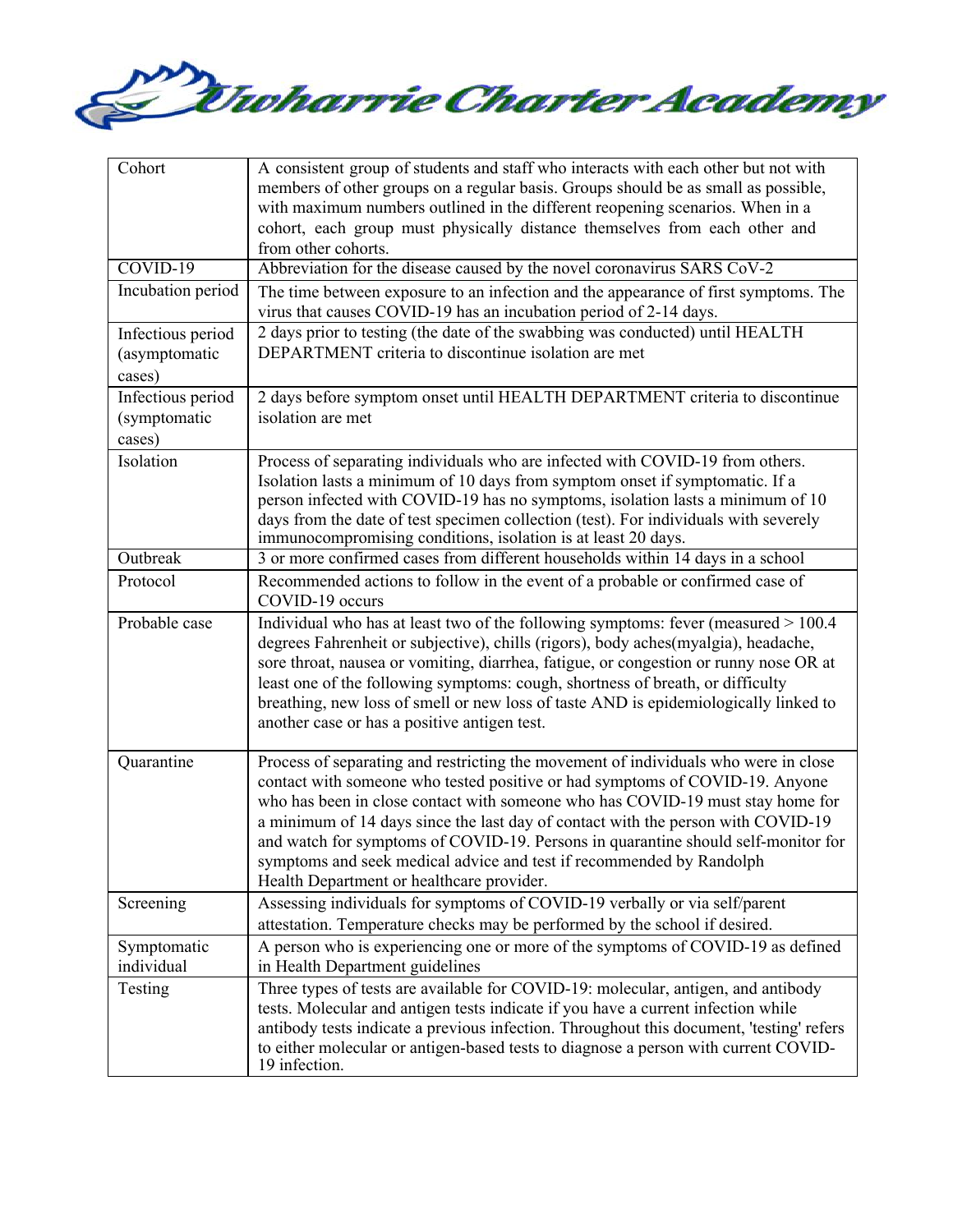| Cohort | A consistent group of students and staff who interacts with each other but not with members of other groups on a regular basis. Groups should be as small as possible, with maximum numbers outlined in the different reopening scenarios. When in a cohort, each group must physically distance themselves from each other and from other cohorts. |
|---|---|
| COVID-19 | Abbreviation for the disease caused by the novel coronavirus SARS CoV-2 |
| Incubation period | The time between exposure to an infection and the appearance of first symptoms. The virus that causes COVID-19 has an incubation period of 2-14 days. |
| Infectious period (asymptomatic cases) | 2 days prior to testing (the date of the swabbing was conducted) until HEALTH DEPARTMENT criteria to discontinue isolation are met |
| Infectious period (symptomatic cases) | 2 days before symptom onset until HEALTH DEPARTMENT criteria to discontinue isolation are met |
| Isolation | Process of separating individuals who are infected with COVID-19 from others. Isolation lasts a minimum of 10 days from symptom onset if symptomatic. If a person infected with COVID-19 has no symptoms, isolation lasts a minimum of 10 days from the date of test specimen collection (test). For individuals with severely immunocompromising conditions, isolation is at least 20 days. |
| Outbreak | 3 or more confirmed cases from different households within 14 days in a school |
| Protocol | Recommended actions to follow in the event of a probable or confirmed case of COVID-19 occurs |
| Probable case | Individual who has at least two of the following symptoms: fever (measured > 100.4 degrees Fahrenheit or subjective), chills (rigors), body aches(myalgia), headache, sore throat, nausea or vomiting, diarrhea, fatigue, or congestion or runny nose OR at least one of the following symptoms: cough, shortness of breath, or difficulty breathing, new loss of smell or new loss of taste AND is epidemiologically linked to another case or has a positive antigen test. |
| Quarantine | Process of separating and restricting the movement of individuals who were in close contact with someone who tested positive or had symptoms of COVID-19. Anyone who has been in close contact with someone who has COVID-19 must stay home for a minimum of 14 days since the last day of contact with the person with COVID-19 and watch for symptoms of COVID-19. Persons in quarantine should self-monitor for symptoms and seek medical advice and test if recommended by Randolph Health Department or healthcare provider. |
| Screening | Assessing individuals for symptoms of COVID-19 verbally or via self/parent attestation. Temperature checks may be performed by the school if desired. |
| Symptomatic individual | A person who is experiencing one or more of the symptoms of COVID-19 as defined in Health Department guidelines |
| Testing | Three types of tests are available for COVID-19: molecular, antigen, and antibody tests. Molecular and antigen tests indicate if you have a current infection while antibody tests indicate a previous infection. Throughout this document, 'testing' refers to either molecular or antigen-based tests to diagnose a person with current COVID-19 infection. |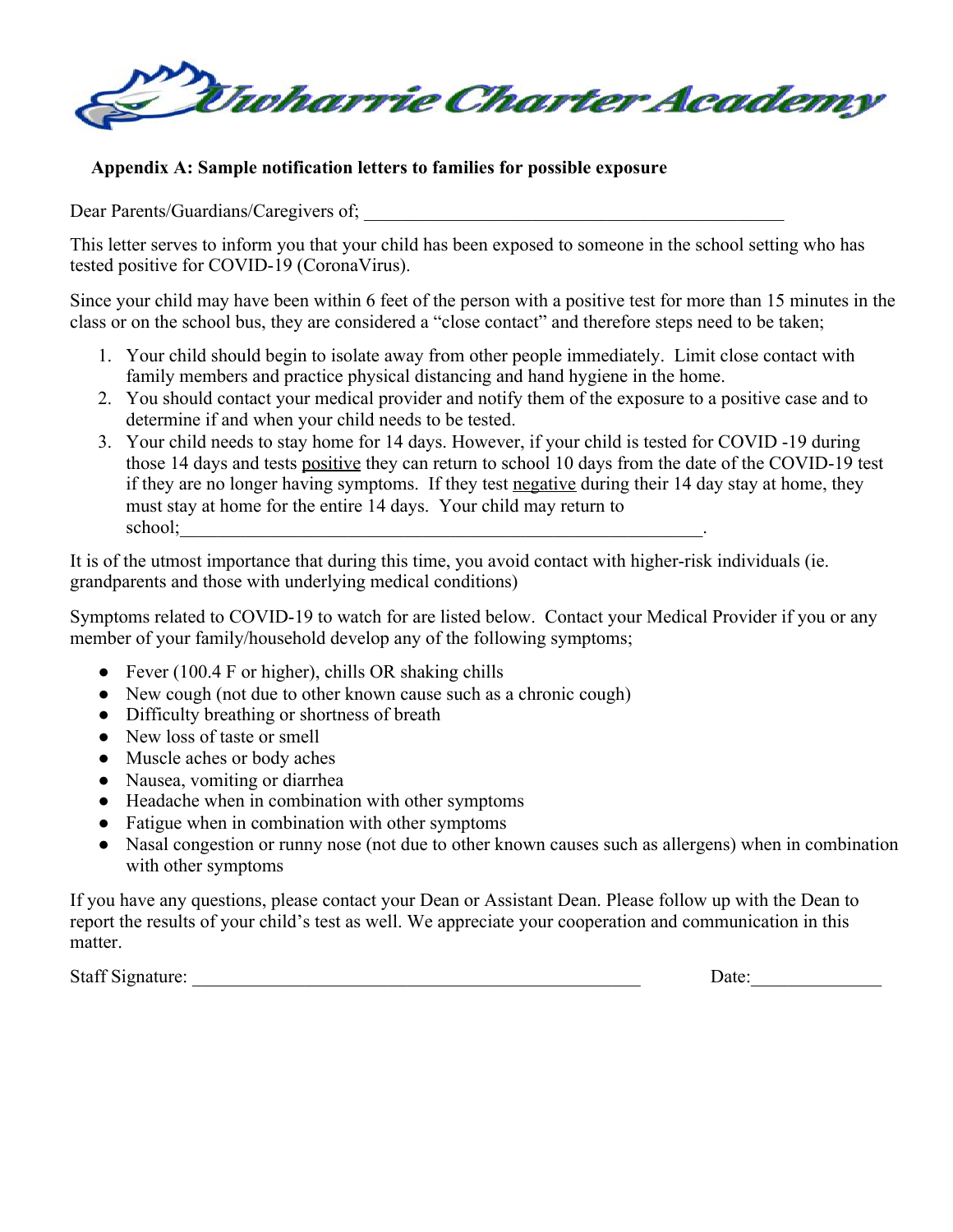Uwharrie Charter Academy

**Appendix A: Sample notification letters to families for possible exposure**

Dear Parents/Guardians/Caregivers of; ______________________________________________

This letter serves to inform you that your child has been exposed to someone in the school setting who has tested positive for COVID-19 (CoronaVirus).

Since your child may have been within 6 feet of the person with a positive test for more than 15 minutes in the class or on the school bus, they are considered a "close contact" and therefore steps need to be taken;

1. Your child should begin to isolate away from other people immediately. Limit close contact with family members and practice physical distancing and hand hygiene in the home.
2. You should contact your medical provider and notify them of the exposure to a positive case and to determine if and when your child needs to be tested.
3. Your child needs to stay home for 14 days. However, if your child is tested for COVID -19 during those 14 days and tests positive they can return to school 10 days from the date of the COVID-19 test if they are no longer having symptoms. If they test negative during their 14 day stay at home, they must stay at home for the entire 14 days. Your child may return to school;__________________________________________________________.

It is of the utmost importance that during this time, you avoid contact with higher-risk individuals (ie. grandparents and those with underlying medical conditions)

Symptoms related to COVID-19 to watch for are listed below. Contact your Medical Provider if you or any member of your family/household develop any of the following symptoms;

- Fever (100.4 F or higher), chills OR shaking chills
- New cough (not due to other known cause such as a chronic cough)
- Difficulty breathing or shortness of breath
- New loss of taste or smell
- Muscle aches or body aches
- Nausea, vomiting or diarrhea
- Headache when in combination with other symptoms
- Fatigue when in combination with other symptoms
- Nasal congestion or runny nose (not due to other known causes such as allergens) when in combination with other symptoms

If you have any questions, please contact your Dean or Assistant Dean. Please follow up with the Dean to report the results of your child's test as well. We appreciate your cooperation and communication in this matter.

Staff Signature: __________________________________________________ Date:______________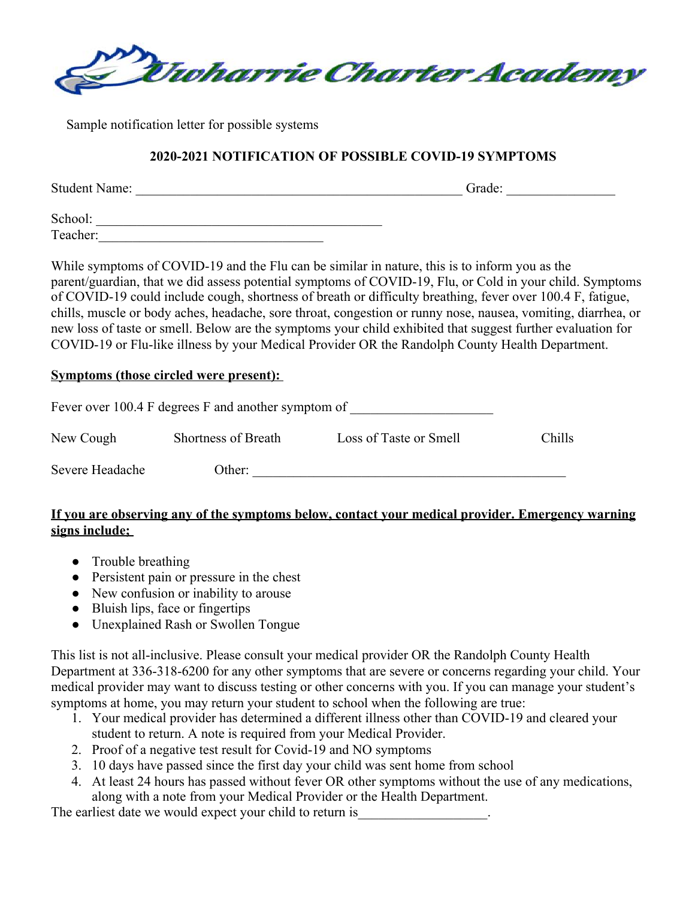Uwharrie Charter Academy

Sample notification letter for possible systems

**2020-2021 NOTIFICATION OF POSSIBLE COVID-19 SYMPTOMS**

Student Name: _______________________________________________ Grade: ______________

School: ________________________________________

Teacher:________________________________

While symptoms of COVID-19 and the Flu can be similar in nature, this is to inform you as the parent/guardian, that we did assess potential symptoms of COVID-19, Flu, or Cold in your child. Symptoms of COVID-19 could include cough, shortness of breath or difficulty breathing, fever over 100.4 F, fatigue, chills, muscle or body aches, headache, sore throat, congestion or runny nose, nausea, vomiting, diarrhea, or new loss of taste or smell. Below are the symptoms your child exhibited that suggest further evaluation for COVID-19 or Flu-like illness by your Medical Provider OR the Randolph County Health Department.

**Symptoms (those circled were present):**

Fever over 100.4 F degrees F and another symptom of ____________________

New Cough    Shortness of Breath    Loss of Taste or Smell    Chills

Severe Headache    Other: ____________________________________________

**If you are observing any of the symptoms below, contact your medical provider. Emergency warning signs include;**

- Trouble breathing
- Persistent pain or pressure in the chest
- New confusion or inability to arouse
- Bluish lips, face or fingertips
- Unexplained Rash or Swollen Tongue

This list is not all-inclusive. Please consult your medical provider OR the Randolph County Health Department at 336-318-6200 for any other symptoms that are severe or concerns regarding your child. Your medical provider may want to discuss testing or other concerns with you. If you can manage your student's symptoms at home, you may return your student to school when the following are true:

1. Your medical provider has determined a different illness other than COVID-19 and cleared your student to return. A note is required from your Medical Provider.
2. Proof of a negative test result for Covid-19 and NO symptoms
3. 10 days have passed since the first day your child was sent home from school
4. At least 24 hours has passed without fever OR other symptoms without the use of any medications, along with a note from your Medical Provider or the Health Department.

The earliest date we would expect your child to return is__________________.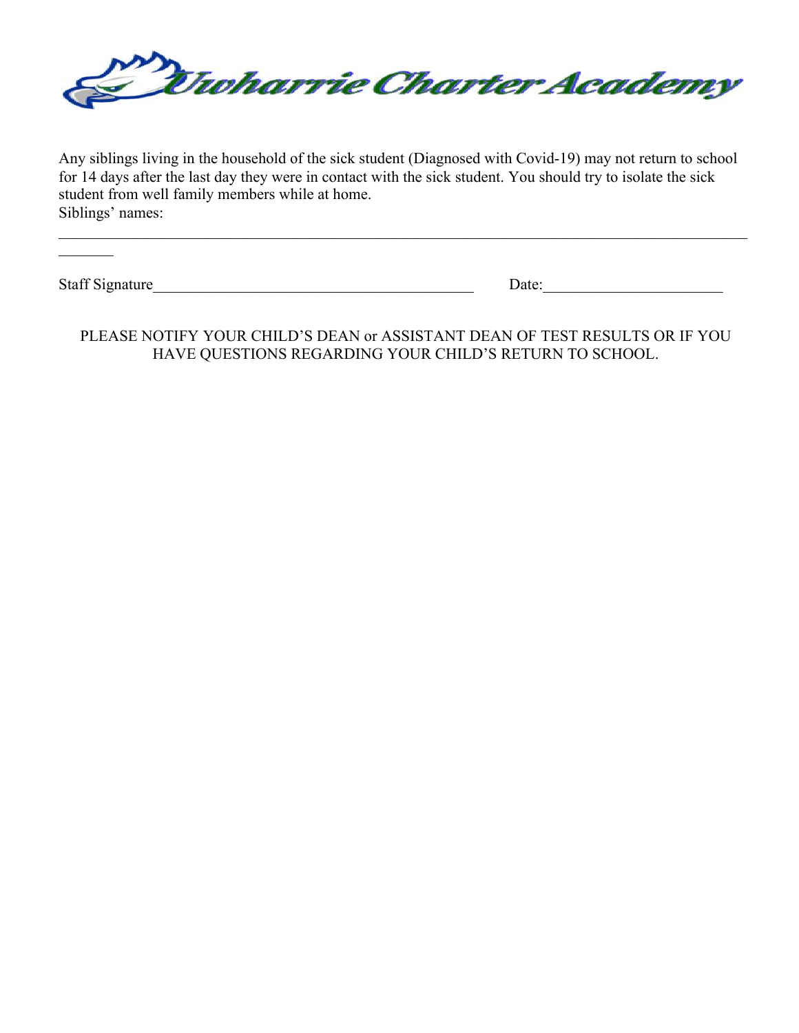Uwharrie Charter Academy

Any siblings living in the household of the sick student (Diagnosed with Covid-19) may not return to school for 14 days after the last day they were in contact with the sick student. You should try to isolate the sick student from well family members while at home.
Siblings' names:

______________________________________________________________________________________________

Staff Signature_________________________________________ Date:______________________

PLEASE NOTIFY YOUR CHILD'S DEAN or ASSISTANT DEAN OF TEST RESULTS OR IF YOU HAVE QUESTIONS REGARDING YOUR CHILD'S RETURN TO SCHOOL.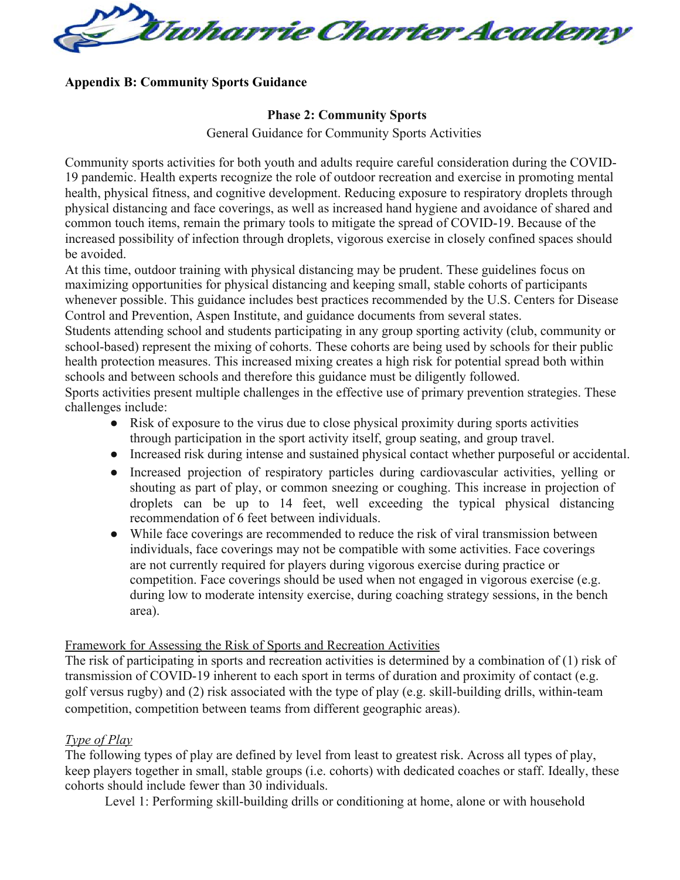**Appendix B: Community Sports Guidance**

**Phase 2: Community Sports**

General Guidance for Community Sports Activities

Community sports activities for both youth and adults require careful consideration during the COVID-19 pandemic. Health experts recognize the role of outdoor recreation and exercise in promoting mental health, physical fitness, and cognitive development. Reducing exposure to respiratory droplets through physical distancing and face coverings, as well as increased hand hygiene and avoidance of shared and common touch items, remain the primary tools to mitigate the spread of COVID-19. Because of the increased possibility of infection through droplets, vigorous exercise in closely confined spaces should be avoided.

At this time, outdoor training with physical distancing may be prudent. These guidelines focus on maximizing opportunities for physical distancing and keeping small, stable cohorts of participants whenever possible. This guidance includes best practices recommended by the U.S. Centers for Disease Control and Prevention, Aspen Institute, and guidance documents from several states.

Students attending school and students participating in any group sporting activity (club, community or school-based) represent the mixing of cohorts. These cohorts are being used by schools for their public health protection measures. This increased mixing creates a high risk for potential spread both within schools and between schools and therefore this guidance must be diligently followed.

Sports activities present multiple challenges in the effective use of primary prevention strategies. These challenges include:

- Risk of exposure to the virus due to close physical proximity during sports activities through participation in the sport activity itself, group seating, and group travel.
- Increased risk during intense and sustained physical contact whether purposeful or accidental.
- Increased projection of respiratory particles during cardiovascular activities, yelling or shouting as part of play, or common sneezing or coughing. This increase in projection of droplets can be up to 14 feet, well exceeding the typical physical distancing recommendation of 6 feet between individuals.
- While face coverings are recommended to reduce the risk of viral transmission between individuals, face coverings may not be compatible with some activities. Face coverings are not currently required for players during vigorous exercise during practice or competition. Face coverings should be used when not engaged in vigorous exercise (e.g. during low to moderate intensity exercise, during coaching strategy sessions, in the bench area).

<u>Framework for Assessing the Risk of Sports and Recreation Activities</u>

The risk of participating in sports and recreation activities is determined by a combination of (1) risk of transmission of COVID-19 inherent to each sport in terms of duration and proximity of contact (e.g. golf versus rugby) and (2) risk associated with the type of play (e.g. skill-building drills, within-team competition, competition between teams from different geographic areas).

*<u>Type of Play</u>*

The following types of play are defined by level from least to greatest risk. Across all types of play, keep players together in small, stable groups (i.e. cohorts) with dedicated coaches or staff. Ideally, these cohorts should include fewer than 30 individuals.

Level 1: Performing skill-building drills or conditioning at home, alone or with household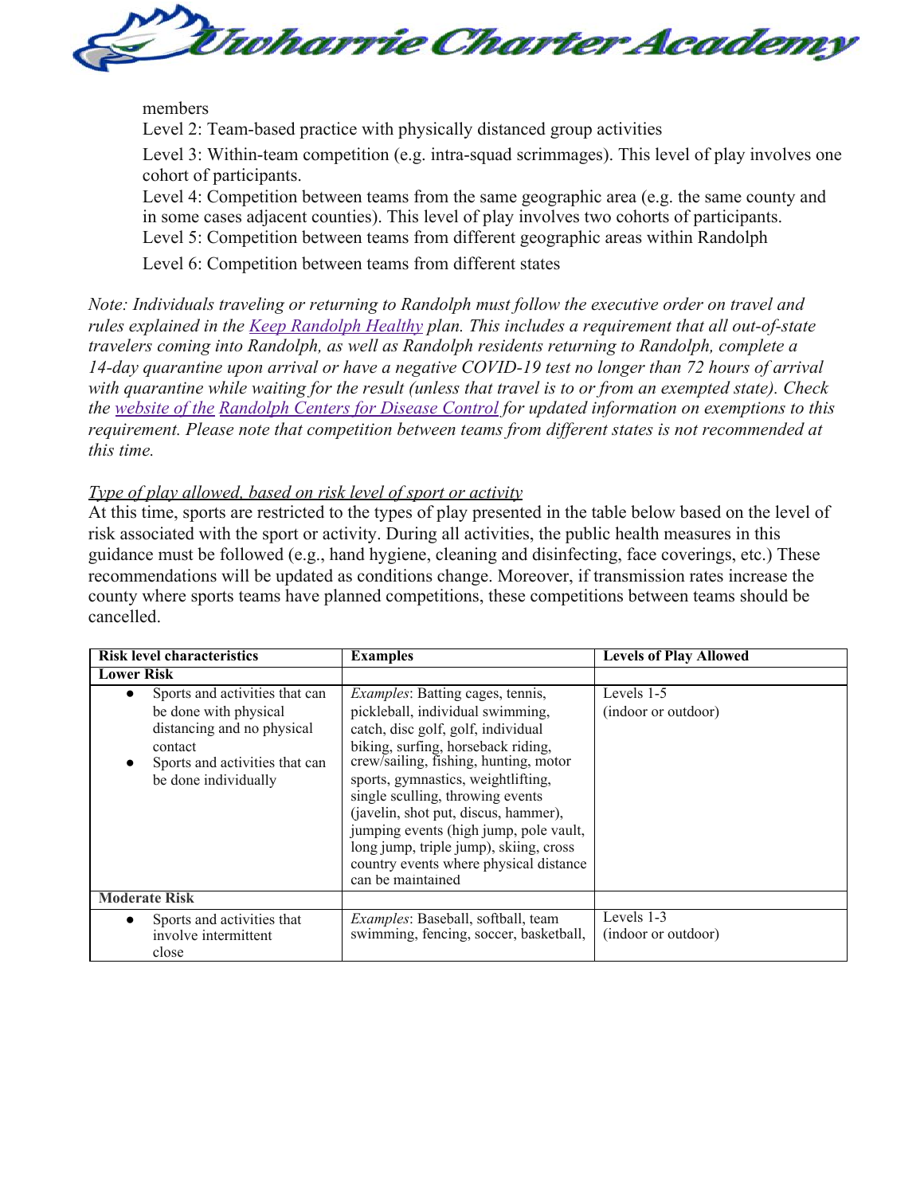members

Level 2: Team-based practice with physically distanced group activities

Level 3: Within-team competition (e.g. intra-squad scrimmages). This level of play involves one cohort of participants.

Level 4: Competition between teams from the same geographic area (e.g. the same county and in some cases adjacent counties). This level of play involves two cohorts of participants.

Level 5: Competition between teams from different geographic areas within Randolph

Level 6: Competition between teams from different states

*Note: Individuals traveling or returning to Randolph must follow the executive order on travel and rules explained in the [Keep Randolph Healthy]() plan. This includes a requirement that all out-of-state travelers coming into Randolph, as well as Randolph residents returning to Randolph, complete a 14-day quarantine upon arrival or have a negative COVID-19 test no longer than 72 hours of arrival with quarantine while waiting for the result (unless that travel is to or from an exempted state). Check the [website of the]() [Randolph Centers for Disease Control]() for updated information on exemptions to this requirement. Please note that competition between teams from different states is not recommended at this time.*

*Type of play allowed, based on risk level of sport or activity*

At this time, sports are restricted to the types of play presented in the table below based on the level of risk associated with the sport or activity. During all activities, the public health measures in this guidance must be followed (e.g., hand hygiene, cleaning and disinfecting, face coverings, etc.) These recommendations will be updated as conditions change. Moreover, if transmission rates increase the county where sports teams have planned competitions, these competitions between teams should be cancelled.

| Risk level characteristics | Examples | Levels of Play Allowed |
|---|---|---|
| **Lower Risk** | | |
| • Sports and activities that can be done with physical distancing and no physical contact<br>• Sports and activities that can be done individually | *Examples*: Batting cages, tennis, pickleball, individual swimming, catch, disc golf, golf, individual biking, surfing, horseback riding, crew/sailing, fishing, hunting, motor sports, gymnastics, weightlifting, single sculling, throwing events (javelin, shot put, discus, hammer), jumping events (high jump, pole vault, long jump, triple jump), skiing, cross country events where physical distance can be maintained | Levels 1-5<br>(indoor or outdoor) |
| **Moderate Risk** | | |
| • Sports and activities that involve intermittent close | *Examples*: Baseball, softball, team swimming, fencing, soccer, basketball, | Levels 1-3<br>(indoor or outdoor) |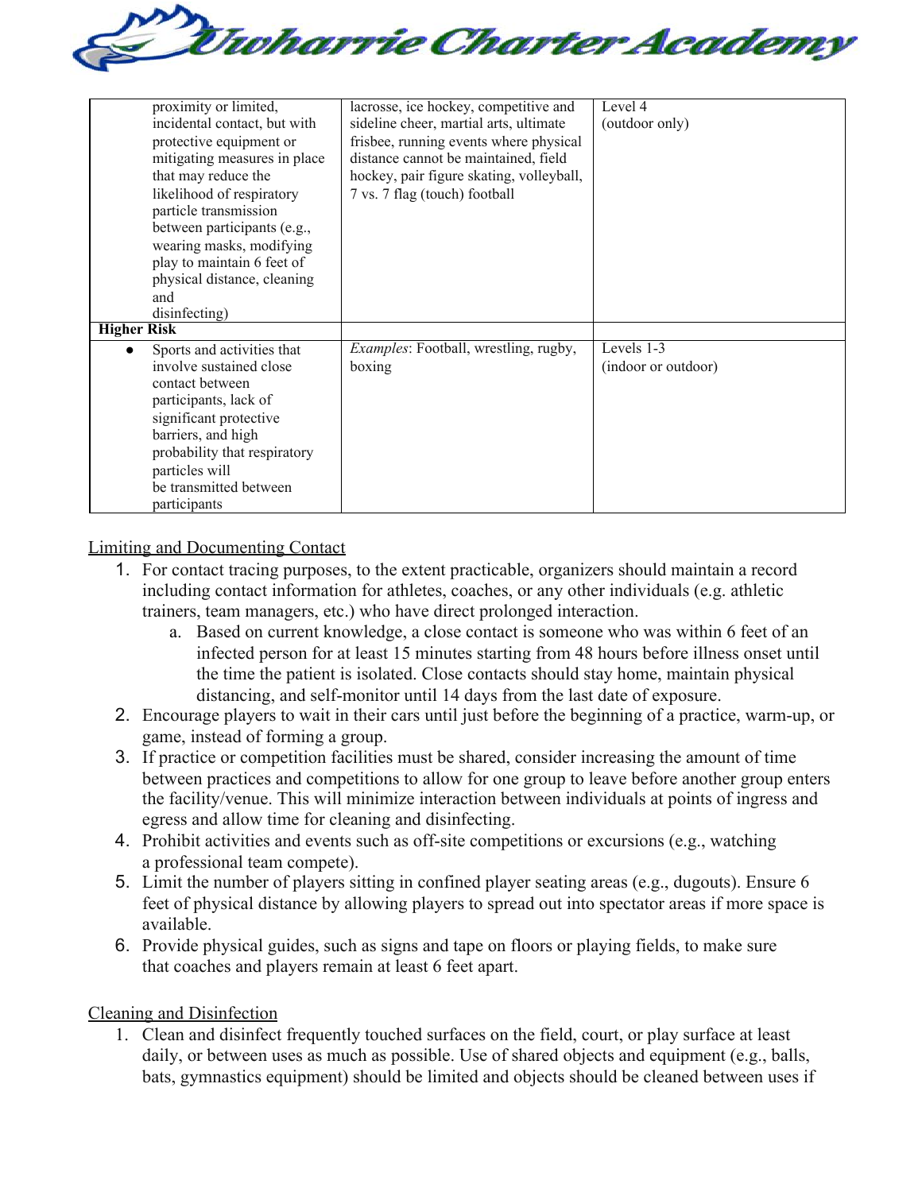| | | |
|---|---|---|
| proximity or limited, incidental contact, but with protective equipment or mitigating measures in place that may reduce the likelihood of respiratory particle transmission between participants (e.g., wearing masks, modifying play to maintain 6 feet of physical distance, cleaning and disinfecting) | lacrosse, ice hockey, competitive and sideline cheer, martial arts, ultimate frisbee, running events where physical distance cannot be maintained, field hockey, pair figure skating, volleyball, 7 vs. 7 flag (touch) football | Level 4 (outdoor only) |
| **Higher Risk** | | |
| • Sports and activities that involve sustained close contact between participants, lack of significant protective barriers, and high probability that respiratory particles will be transmitted between participants | *Examples*: Football, wrestling, rugby, boxing | Levels 1-3 (indoor or outdoor) |

Limiting and Documenting Contact

1. For contact tracing purposes, to the extent practicable, organizers should maintain a record including contact information for athletes, coaches, or any other individuals (e.g. athletic trainers, team managers, etc.) who have direct prolonged interaction.
   a. Based on current knowledge, a close contact is someone who was within 6 feet of an infected person for at least 15 minutes starting from 48 hours before illness onset until the time the patient is isolated. Close contacts should stay home, maintain physical distancing, and self-monitor until 14 days from the last date of exposure.
2. Encourage players to wait in their cars until just before the beginning of a practice, warm-up, or game, instead of forming a group.
3. If practice or competition facilities must be shared, consider increasing the amount of time between practices and competitions to allow for one group to leave before another group enters the facility/venue. This will minimize interaction between individuals at points of ingress and egress and allow time for cleaning and disinfecting.
4. Prohibit activities and events such as off-site competitions or excursions (e.g., watching a professional team compete).
5. Limit the number of players sitting in confined player seating areas (e.g., dugouts). Ensure 6 feet of physical distance by allowing players to spread out into spectator areas if more space is available.
6. Provide physical guides, such as signs and tape on floors or playing fields, to make sure that coaches and players remain at least 6 feet apart.

Cleaning and Disinfection

1. Clean and disinfect frequently touched surfaces on the field, court, or play surface at least daily, or between uses as much as possible. Use of shared objects and equipment (e.g., balls, bats, gymnastics equipment) should be limited and objects should be cleaned between uses if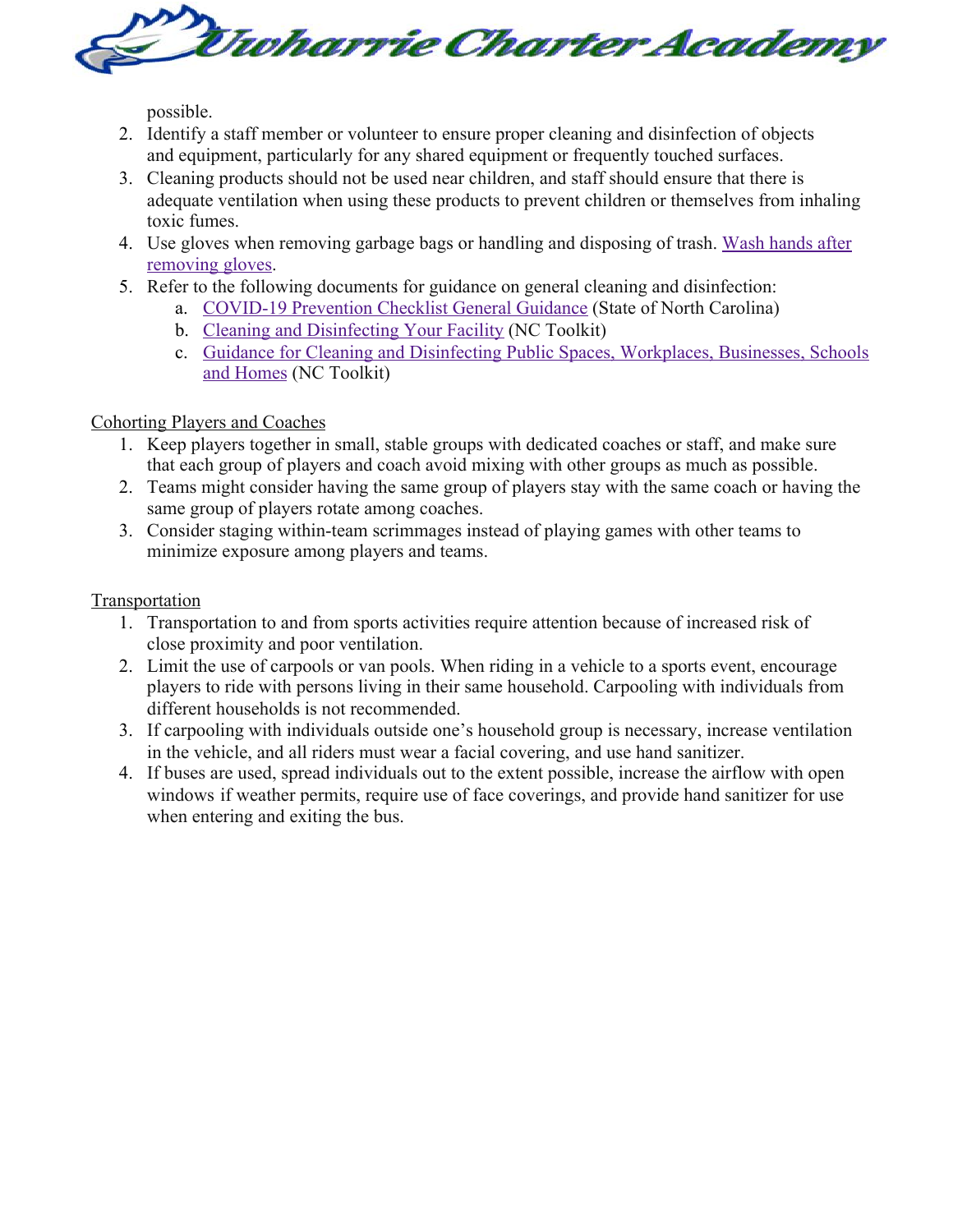possible.

2. Identify a staff member or volunteer to ensure proper cleaning and disinfection of objects and equipment, particularly for any shared equipment or frequently touched surfaces.
3. Cleaning products should not be used near children, and staff should ensure that there is adequate ventilation when using these products to prevent children or themselves from inhaling toxic fumes.
4. Use gloves when removing garbage bags or handling and disposing of trash. Wash hands after removing gloves.
5. Refer to the following documents for guidance on general cleaning and disinfection:
    a. COVID-19 Prevention Checklist General Guidance (State of North Carolina)
    b. Cleaning and Disinfecting Your Facility (NC Toolkit)
    c. Guidance for Cleaning and Disinfecting Public Spaces, Workplaces, Businesses, Schools and Homes (NC Toolkit)

Cohorting Players and Coaches

1. Keep players together in small, stable groups with dedicated coaches or staff, and make sure that each group of players and coach avoid mixing with other groups as much as possible.
2. Teams might consider having the same group of players stay with the same coach or having the same group of players rotate among coaches.
3. Consider staging within-team scrimmages instead of playing games with other teams to minimize exposure among players and teams.

Transportation

1. Transportation to and from sports activities require attention because of increased risk of close proximity and poor ventilation.
2. Limit the use of carpools or van pools. When riding in a vehicle to a sports event, encourage players to ride with persons living in their same household. Carpooling with individuals from different households is not recommended.
3. If carpooling with individuals outside one's household group is necessary, increase ventilation in the vehicle, and all riders must wear a facial covering, and use hand sanitizer.
4. If buses are used, spread individuals out to the extent possible, increase the airflow with open windows if weather permits, require use of face coverings, and provide hand sanitizer for use when entering and exiting the bus.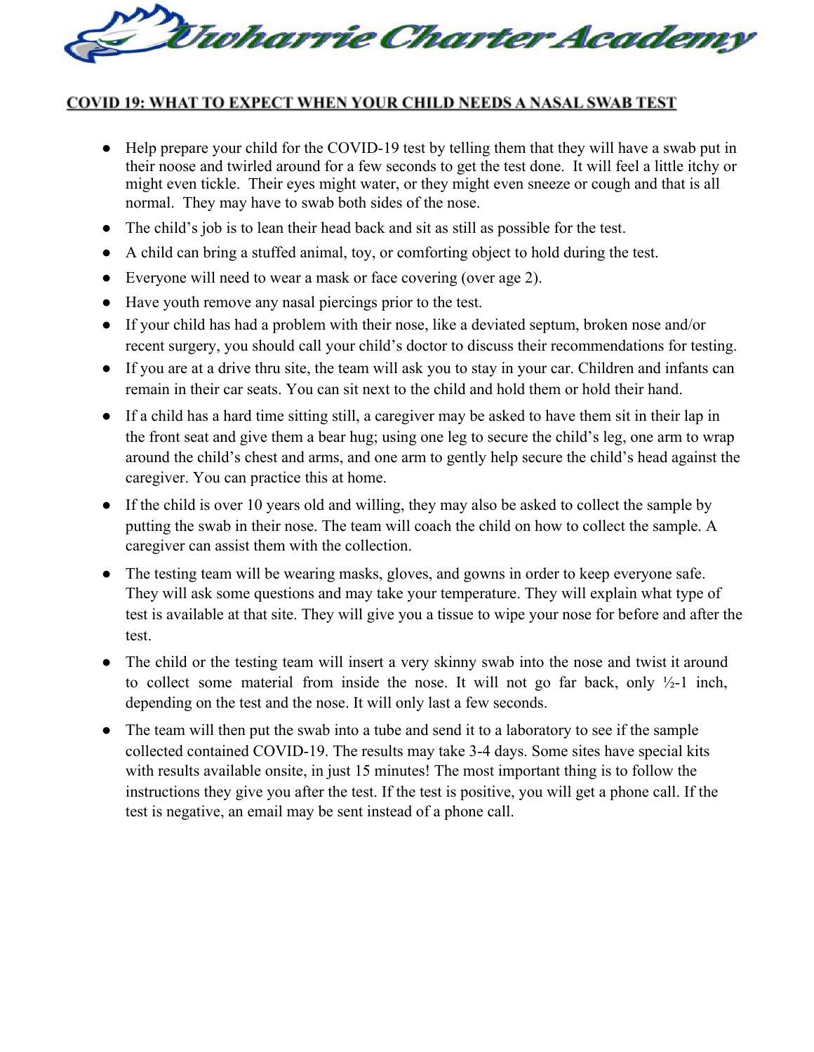# Uwharrie Charter Academy

## COVID 19: WHAT TO EXPECT WHEN YOUR CHILD NEEDS A NASAL SWAB TEST

- Help prepare your child for the COVID-19 test by telling them that they will have a swab put in their noose and twirled around for a few seconds to get the test done. It will feel a little itchy or might even tickle. Their eyes might water, or they might even sneeze or cough and that is all normal. They may have to swab both sides of the nose.
- The child's job is to lean their head back and sit as still as possible for the test.
- A child can bring a stuffed animal, toy, or comforting object to hold during the test.
- Everyone will need to wear a mask or face covering (over age 2).
- Have youth remove any nasal piercings prior to the test.
- If your child has had a problem with their nose, like a deviated septum, broken nose and/or recent surgery, you should call your child's doctor to discuss their recommendations for testing.
- If you are at a drive thru site, the team will ask you to stay in your car. Children and infants can remain in their car seats. You can sit next to the child and hold them or hold their hand.
- If a child has a hard time sitting still, a caregiver may be asked to have them sit in their lap in the front seat and give them a bear hug; using one leg to secure the child's leg, one arm to wrap around the child's chest and arms, and one arm to gently help secure the child's head against the caregiver. You can practice this at home.
- If the child is over 10 years old and willing, they may also be asked to collect the sample by putting the swab in their nose. The team will coach the child on how to collect the sample. A caregiver can assist them with the collection.
- The testing team will be wearing masks, gloves, and gowns in order to keep everyone safe. They will ask some questions and may take your temperature. They will explain what type of test is available at that site. They will give you a tissue to wipe your nose for before and after the test.
- The child or the testing team will insert a very skinny swab into the nose and twist it around to collect some material from inside the nose. It will not go far back, only ½-1 inch, depending on the test and the nose. It will only last a few seconds.
- The team will then put the swab into a tube and send it to a laboratory to see if the sample collected contained COVID-19. The results may take 3-4 days. Some sites have special kits with results available onsite, in just 15 minutes! The most important thing is to follow the instructions they give you after the test. If the test is positive, you will get a phone call. If the test is negative, an email may be sent instead of a phone call.